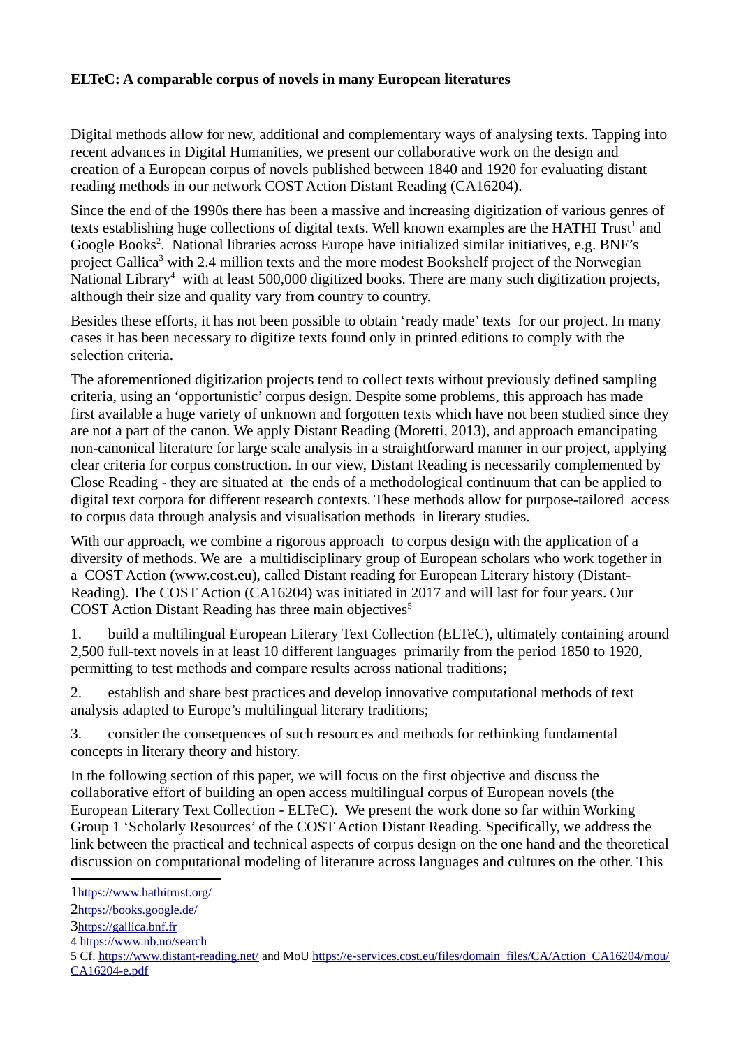**ELTeC: A comparable corpus of novels in many European literatures**

Digital methods allow for new, additional and complementary ways of analysing texts. Tapping into recent advances in Digital Humanities, we present our collaborative work on the design and creation of a European corpus of novels published between 1840 and 1920 for evaluating distant reading methods in our network COST Action Distant Reading (CA16204).

Since the end of the 1990s there has been a massive and increasing digitization of various genres of texts establishing huge collections of digital texts. Well known examples are the HATHI Trust[1] and Google Books[2]. National libraries across Europe have initialized similar initiatives, e.g. BNF's project Gallica[3] with 2.4 million texts and the more modest Bookshelf project of the Norwegian National Library[4] with at least 500,000 digitized books. There are many such digitization projects, although their size and quality vary from country to country.

Besides these efforts, it has not been possible to obtain 'ready made' texts for our project. In many cases it has been necessary to digitize texts found only in printed editions to comply with the selection criteria.

The aforementioned digitization projects tend to collect texts without previously defined sampling criteria, using an 'opportunistic' corpus design. Despite some problems, this approach has made first available a huge variety of unknown and forgotten texts which have not been studied since they are not a part of the canon. We apply Distant Reading (Moretti, 2013), and approach emancipating non-canonical literature for large scale analysis in a straightforward manner in our project, applying clear criteria for corpus construction. In our view, Distant Reading is necessarily complemented by Close Reading - they are situated at the ends of a methodological continuum that can be applied to digital text corpora for different research contexts. These methods allow for purpose-tailored access to corpus data through analysis and visualisation methods in literary studies.

With our approach, we combine a rigorous approach to corpus design with the application of a diversity of methods. We are a multidisciplinary group of European scholars who work together in a COST Action (www.cost.eu), called Distant reading for European Literary history (Distant-Reading). The COST Action (CA16204) was initiated in 2017 and will last for four years. Our COST Action Distant Reading has three main objectives[5]

1. build a multilingual European Literary Text Collection (ELTeC), ultimately containing around 2,500 full-text novels in at least 10 different languages primarily from the period 1850 to 1920, permitting to test methods and compare results across national traditions;

2. establish and share best practices and develop innovative computational methods of text analysis adapted to Europe's multilingual literary traditions;

3. consider the consequences of such resources and methods for rethinking fundamental concepts in literary theory and history.

In the following section of this paper, we will focus on the first objective and discuss the collaborative effort of building an open access multilingual corpus of European novels (the European Literary Text Collection - ELTeC). We present the work done so far within Working Group 1 'Scholarly Resources' of the COST Action Distant Reading. Specifically, we address the link between the practical and technical aspects of corpus design on the one hand and the theoretical discussion on computational modeling of literature across languages and cultures on the other. This

---

1 https://www.hathitrust.org/

2 https://books.google.de/

3 https://gallica.bnf.fr

4 https://www.nb.no/search

5 Cf. https://www.distant-reading.net/ and MoU https://e-services.cost.eu/files/domain_files/CA/Action_CA16204/mou/CA16204-e.pdf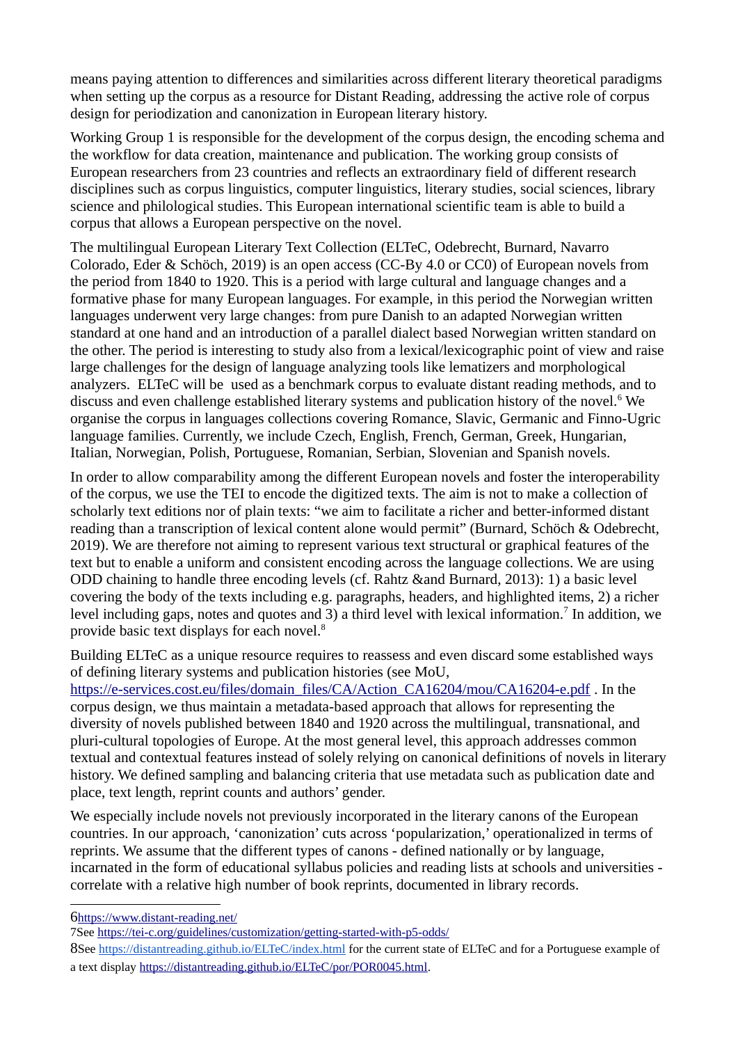means paying attention to differences and similarities across different literary theoretical paradigms when setting up the corpus as a resource for Distant Reading, addressing the active role of corpus design for periodization and canonization in European literary history.

Working Group 1 is responsible for the development of the corpus design, the encoding schema and the workflow for data creation, maintenance and publication. The working group consists of European researchers from 23 countries and reflects an extraordinary field of different research disciplines such as corpus linguistics, computer linguistics, literary studies, social sciences, library science and philological studies. This European international scientific team is able to build a corpus that allows a European perspective on the novel.

The multilingual European Literary Text Collection (ELTeC, Odebrecht, Burnard, Navarro Colorado, Eder & Schöch, 2019) is an open access (CC-By 4.0 or CC0) of European novels from the period from 1840 to 1920. This is a period with large cultural and language changes and a formative phase for many European languages. For example, in this period the Norwegian written languages underwent very large changes: from pure Danish to an adapted Norwegian written standard at one hand and an introduction of a parallel dialect based Norwegian written standard on the other. The period is interesting to study also from a lexical/lexicographic point of view and raise large challenges for the design of language analyzing tools like lematizers and morphological analyzers. ELTeC will be used as a benchmark corpus to evaluate distant reading methods, and to discuss and even challenge established literary systems and publication history of the novel.[6] We organise the corpus in languages collections covering Romance, Slavic, Germanic and Finno-Ugric language families. Currently, we include Czech, English, French, German, Greek, Hungarian, Italian, Norwegian, Polish, Portuguese, Romanian, Serbian, Slovenian and Spanish novels.

In order to allow comparability among the different European novels and foster the interoperability of the corpus, we use the TEI to encode the digitized texts. The aim is not to make a collection of scholarly text editions nor of plain texts: "we aim to facilitate a richer and better-informed distant reading than a transcription of lexical content alone would permit" (Burnard, Schöch & Odebrecht, 2019). We are therefore not aiming to represent various text structural or graphical features of the text but to enable a uniform and consistent encoding across the language collections. We are using ODD chaining to handle three encoding levels (cf. Rahtz &and Burnard, 2013): 1) a basic level covering the body of the texts including e.g. paragraphs, headers, and highlighted items, 2) a richer level including gaps, notes and quotes and 3) a third level with lexical information.[7] In addition, we provide basic text displays for each novel.[8]

Building ELTeC as a unique resource requires to reassess and even discard some established ways of defining literary systems and publication histories (see MoU, https://e-services.cost.eu/files/domain_files/CA/Action_CA16204/mou/CA16204-e.pdf . In the corpus design, we thus maintain a metadata-based approach that allows for representing the diversity of novels published between 1840 and 1920 across the multilingual, transnational, and pluri-cultural topologies of Europe. At the most general level, this approach addresses common textual and contextual features instead of solely relying on canonical definitions of novels in literary history. We defined sampling and balancing criteria that use metadata such as publication date and place, text length, reprint counts and authors' gender.

We especially include novels not previously incorporated in the literary canons of the European countries. In our approach, 'canonization' cuts across 'popularization,' operationalized in terms of reprints. We assume that the different types of canons - defined nationally or by language, incarnated in the form of educational syllabus policies and reading lists at schools and universities - correlate with a relative high number of book reprints, documented in library records.

---

6 https://www.distant-reading.net/

7 See https://tei-c.org/guidelines/customization/getting-started-with-p5-odds/

8 See https://distantreading.github.io/ELTeC/index.html for the current state of ELTeC and for a Portuguese example of a text display https://distantreading.github.io/ELTeC/por/POR0045.html.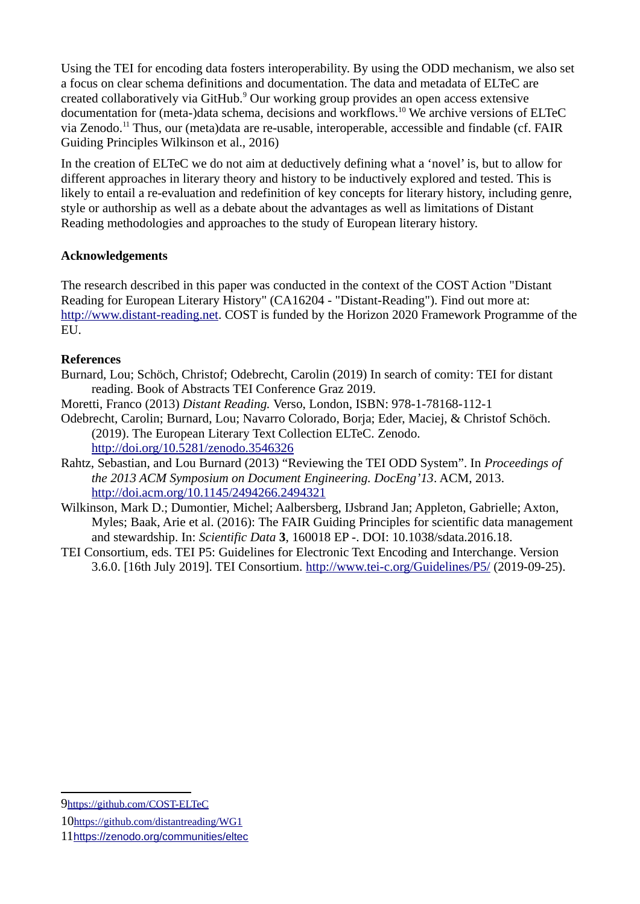Using the TEI for encoding data fosters interoperability. By using the ODD mechanism, we also set a focus on clear schema definitions and documentation. The data and metadata of ELTeC are created collaboratively via GitHub.[9] Our working group provides an open access extensive documentation for (meta-)data schema, decisions and workflows.[10] We archive versions of ELTeC via Zenodo.[11] Thus, our (meta)data are re-usable, interoperable, accessible and findable (cf. FAIR Guiding Principles Wilkinson et al., 2016)

In the creation of ELTeC we do not aim at deductively defining what a 'novel' is, but to allow for different approaches in literary theory and history to be inductively explored and tested. This is likely to entail a re-evaluation and redefinition of key concepts for literary history, including genre, style or authorship as well as a debate about the advantages as well as limitations of Distant Reading methodologies and approaches to the study of European literary history.

**Acknowledgements**

The research described in this paper was conducted in the context of the COST Action "Distant Reading for European Literary History" (CA16204 - "Distant-Reading"). Find out more at: http://www.distant-reading.net. COST is funded by the Horizon 2020 Framework Programme of the EU.

**References**

Burnard, Lou; Schöch, Christof; Odebrecht, Carolin (2019) In search of comity: TEI for distant reading. Book of Abstracts TEI Conference Graz 2019.

Moretti, Franco (2013) *Distant Reading.* Verso, London, ISBN: 978-1-78168-112-1

Odebrecht, Carolin; Burnard, Lou; Navarro Colorado, Borja; Eder, Maciej, & Christof Schöch. (2019). The European Literary Text Collection ELTeC. Zenodo. http://doi.org/10.5281/zenodo.3546326

Rahtz, Sebastian, and Lou Burnard (2013) "Reviewing the TEI ODD System". In *Proceedings of the 2013 ACM Symposium on Document Engineering. DocEng'13*. ACM, 2013. http://doi.acm.org/10.1145/2494266.2494321

Wilkinson, Mark D.; Dumontier, Michel; Aalbersberg, IJsbrand Jan; Appleton, Gabrielle; Axton, Myles; Baak, Arie et al. (2016): The FAIR Guiding Principles for scientific data management and stewardship. In: *Scientific Data* **3**, 160018 EP -. DOI: 10.1038/sdata.2016.18.

TEI Consortium, eds. TEI P5: Guidelines for Electronic Text Encoding and Interchange. Version 3.6.0. [16th July 2019]. TEI Consortium. http://www.tei-c.org/Guidelines/P5/ (2019-09-25).

---

9 https://github.com/COST-ELTeC

10 https://github.com/distantreading/WG1

11 https://zenodo.org/communities/eltec